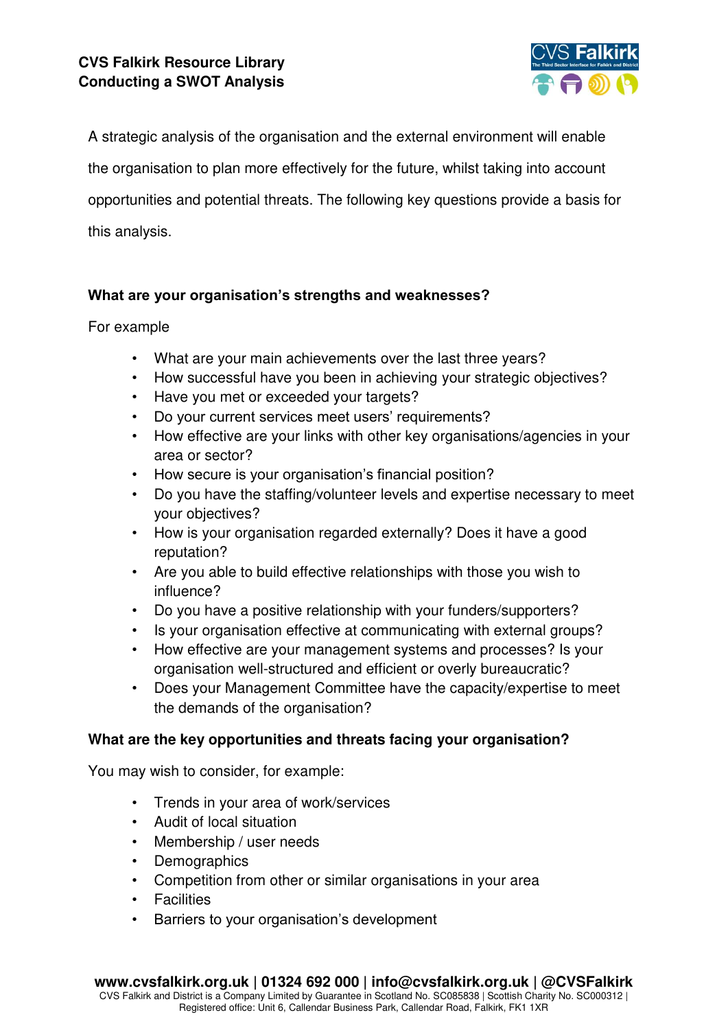# CVS Falkirk Resource Library
## Conducting a SWOT Analysis

A strategic analysis of the organisation and the external environment will enable the organisation to plan more effectively for the future, whilst taking into account opportunities and potential threats. The following key questions provide a basis for this analysis.

**What are your organisation's strengths and weaknesses?**

For example

- What are your main achievements over the last three years?
- How successful have you been in achieving your strategic objectives?
- Have you met or exceeded your targets?
- Do your current services meet users' requirements?
- How effective are your links with other key organisations/agencies in your area or sector?
- How secure is your organisation's financial position?
- Do you have the staffing/volunteer levels and expertise necessary to meet your objectives?
- How is your organisation regarded externally? Does it have a good reputation?
- Are you able to build effective relationships with those you wish to influence?
- Do you have a positive relationship with your funders/supporters?
- Is your organisation effective at communicating with external groups?
- How effective are your management systems and processes? Is your organisation well-structured and efficient or overly bureaucratic?
- Does your Management Committee have the capacity/expertise to meet the demands of the organisation?

**What are the key opportunities and threats facing your organisation?**

You may wish to consider, for example:

- Trends in your area of work/services
- Audit of local situation
- Membership / user needs
- Demographics
- Competition from other or similar organisations in your area
- Facilities
- Barriers to your organisation's development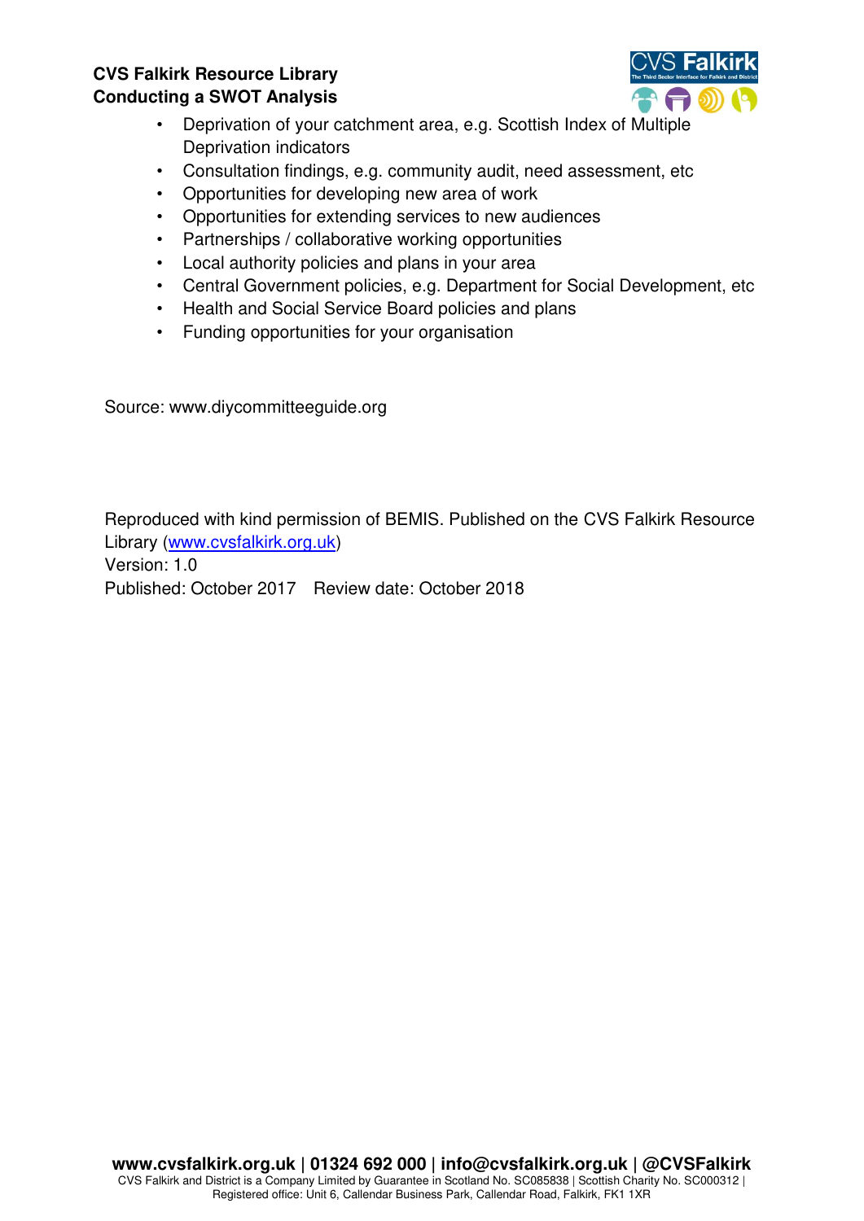- Deprivation of your catchment area, e.g. Scottish Index of Multiple Deprivation indicators
- Consultation findings, e.g. community audit, need assessment, etc
- Opportunities for developing new area of work
- Opportunities for extending services to new audiences
- Partnerships / collaborative working opportunities
- Local authority policies and plans in your area
- Central Government policies, e.g. Department for Social Development, etc
- Health and Social Service Board policies and plans
- Funding opportunities for your organisation

Source: www.diycommitteeguide.org

Reproduced with kind permission of BEMIS. Published on the CVS Falkirk Resource Library (www.cvsfalkirk.org.uk)
Version: 1.0
Published: October 2017    Review date: October 2018